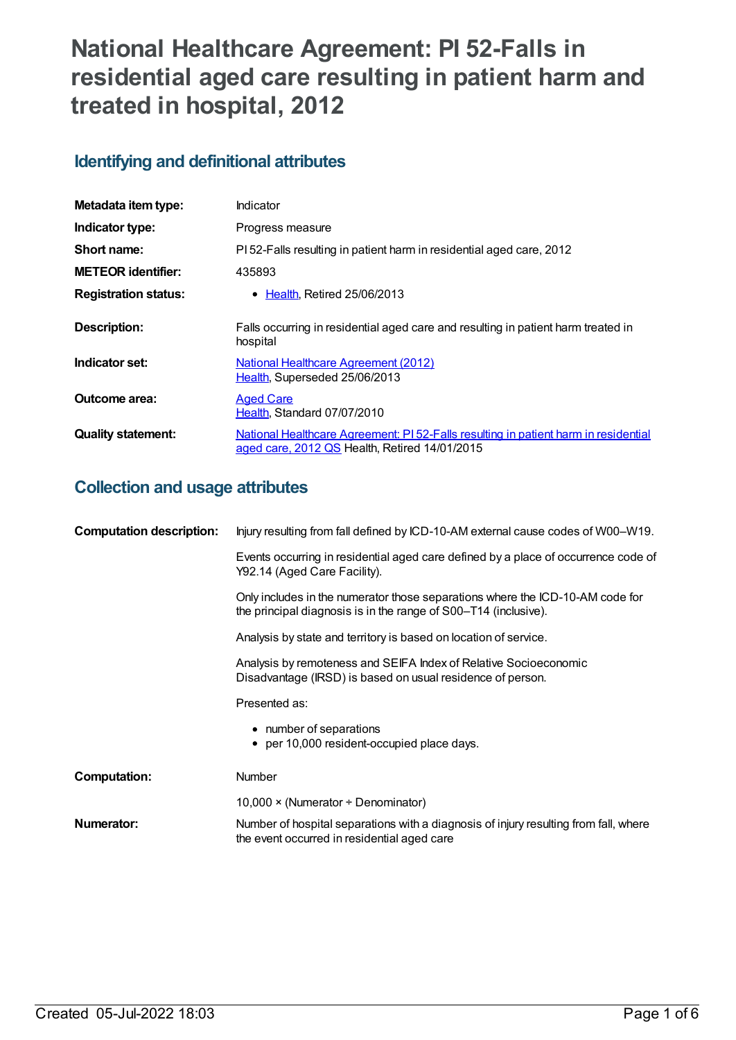# National Healthcare Agreement: PI 52-Falls in residential aged care resulting in patient harm and treated in hospital, 2012

## Identifying and definitional attributes

| | |
|---|---|
| **Metadata item type:** | Indicator |
| **Indicator type:** | Progress measure |
| **Short name:** | PI 52-Falls resulting in patient harm in residential aged care, 2012 |
| **METEOR identifier:** | 435893 |
| **Registration status:** | • Health, Retired 25/06/2013 |
| **Description:** | Falls occurring in residential aged care and resulting in patient harm treated in hospital |
| **Indicator set:** | National Healthcare Agreement (2012)<br>Health, Superseded 25/06/2013 |
| **Outcome area:** | Aged Care<br>Health, Standard 07/07/2010 |
| **Quality statement:** | National Healthcare Agreement: PI 52-Falls resulting in patient harm in residential aged care, 2012 QS Health, Retired 14/01/2015 |

## Collection and usage attributes

**Computation description:**

Injury resulting from fall defined by ICD-10-AM external cause codes of W00–W19.

Events occurring in residential aged care defined by a place of occurrence code of Y92.14 (Aged Care Facility).

Only includes in the numerator those separations where the ICD-10-AM code for the principal diagnosis is in the range of S00–T14 (inclusive).

Analysis by state and territory is based on location of service.

Analysis by remoteness and SEIFA Index of Relative Socioeconomic Disadvantage (IRSD) is based on usual residence of person.

Presented as:

- number of separations
- per 10,000 resident-occupied place days.

**Computation:**

Number

10,000 × (Numerator ÷ Denominator)

**Numerator:**

Number of hospital separations with a diagnosis of injury resulting from fall, where the event occurred in residential aged care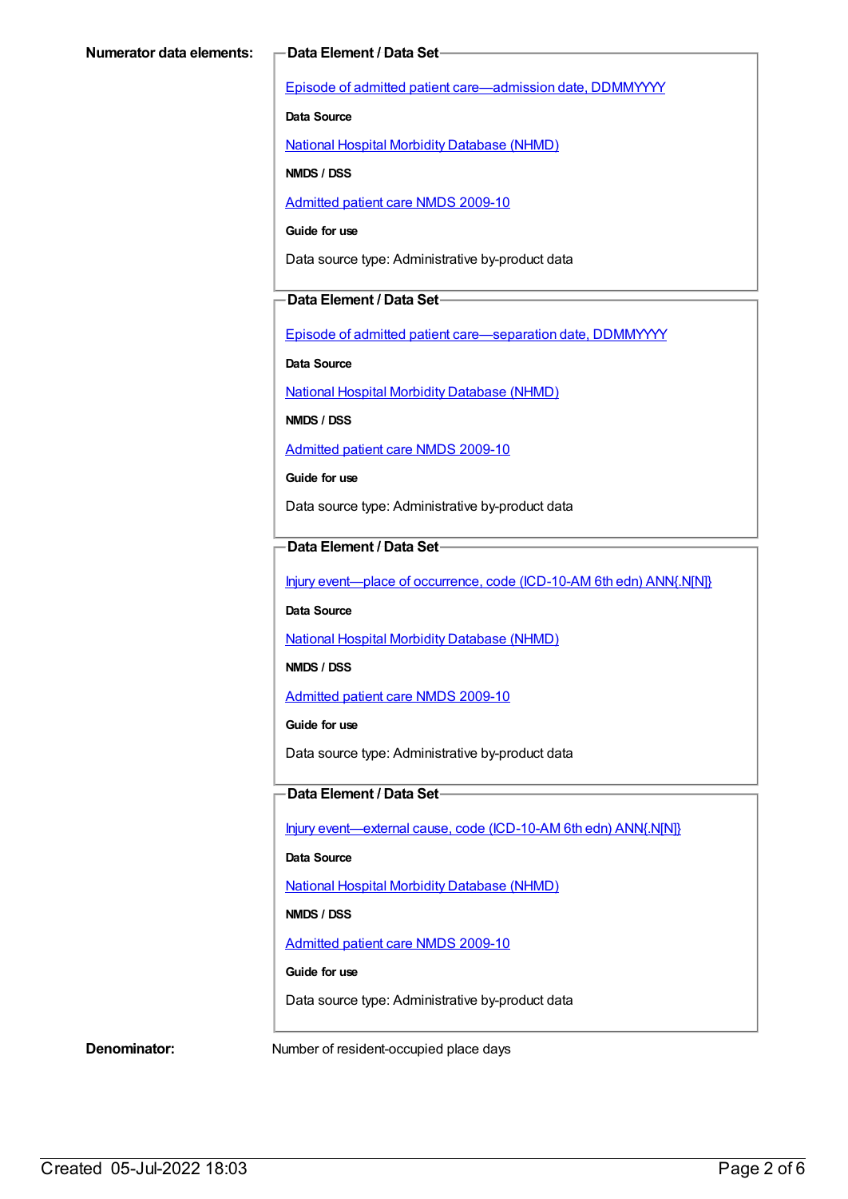**Numerator data elements:**

**Data Element / Data Set**

Episode of admitted patient care—admission date, DDMMYYYY

**Data Source**

National Hospital Morbidity Database (NHMD)

**NMDS / DSS**

Admitted patient care NMDS 2009-10

**Guide for use**

Data source type: Administrative by-product data

**Data Element / Data Set**

Episode of admitted patient care—separation date, DDMMYYYY

**Data Source**

National Hospital Morbidity Database (NHMD)

**NMDS / DSS**

Admitted patient care NMDS 2009-10

**Guide for use**

Data source type: Administrative by-product data

**Data Element / Data Set**

Injury event—place of occurrence, code (ICD-10-AM 6th edn) ANN{.N[N]}

**Data Source**

National Hospital Morbidity Database (NHMD)

**NMDS / DSS**

Admitted patient care NMDS 2009-10

**Guide for use**

Data source type: Administrative by-product data

**Data Element / Data Set**

Injury event—external cause, code (ICD-10-AM 6th edn) ANN{.N[N]}

**Data Source**

National Hospital Morbidity Database (NHMD)

**NMDS / DSS**

Admitted patient care NMDS 2009-10

**Guide for use**

Data source type: Administrative by-product data

**Denominator:** Number of resident-occupied place days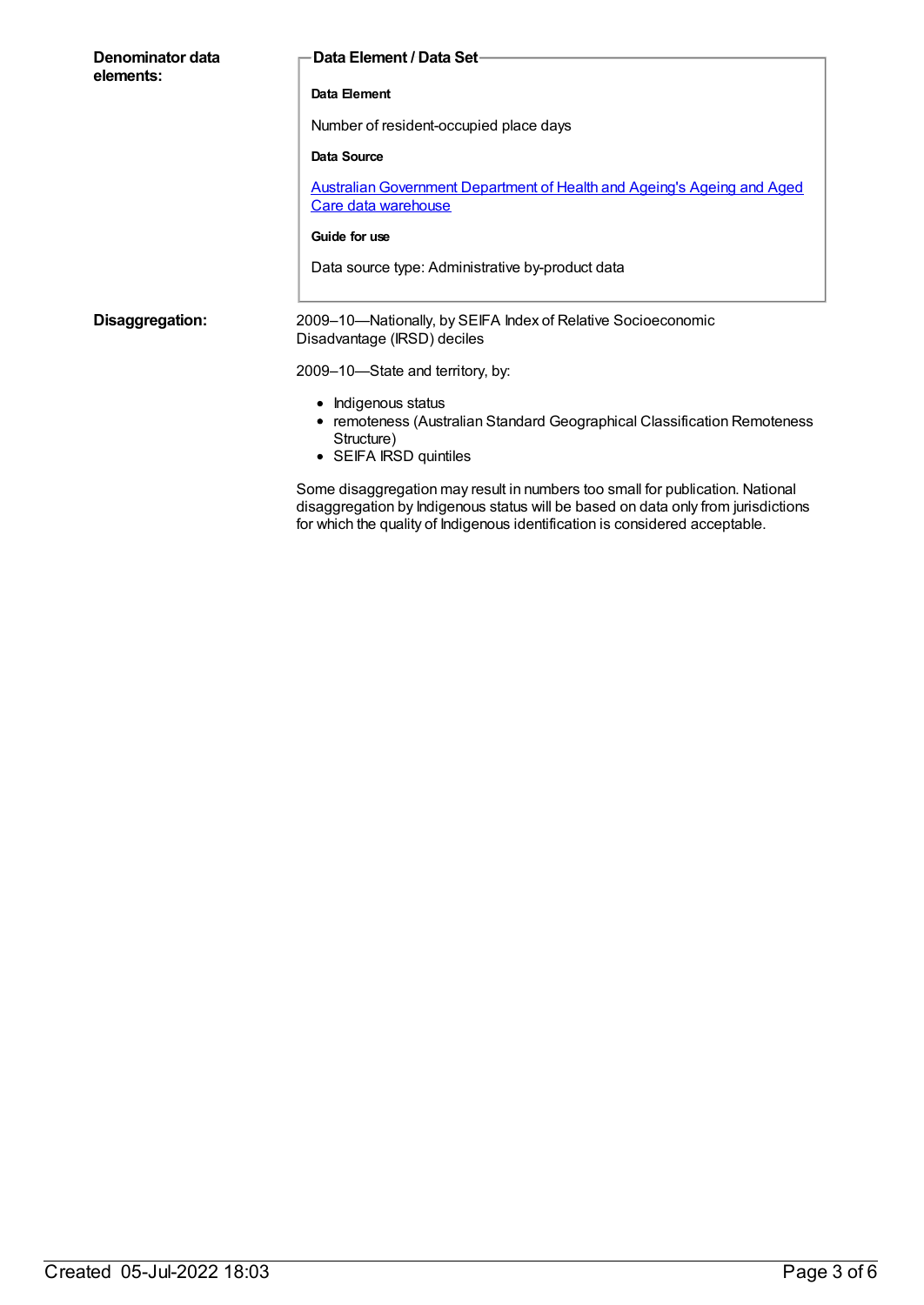**Denominator data elements:**

**Data Element / Data Set**

**Data Element**

Number of resident-occupied place days

**Data Source**

Australian Government Department of Health and Ageing's Ageing and Aged Care data warehouse

**Guide for use**

Data source type: Administrative by-product data

**Disaggregation:**

2009–10—Nationally, by SEIFA Index of Relative Socioeconomic Disadvantage (IRSD) deciles

2009–10—State and territory, by:

- Indigenous status
- remoteness (Australian Standard Geographical Classification Remoteness Structure)
- SEIFA IRSD quintiles

Some disaggregation may result in numbers too small for publication. National disaggregation by Indigenous status will be based on data only from jurisdictions for which the quality of Indigenous identification is considered acceptable.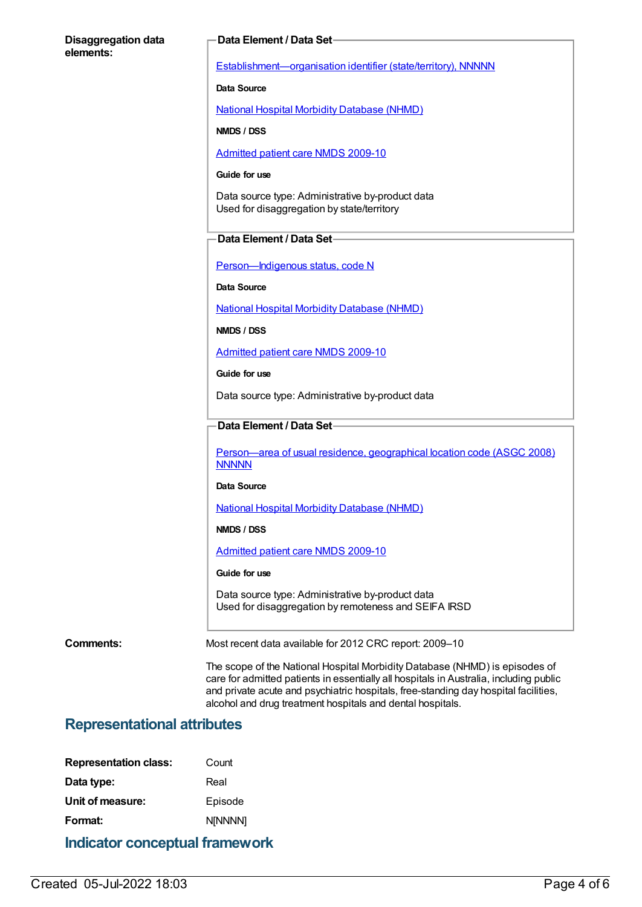**Disaggregation data elements:**

**Data Element / Data Set**

Establishment—organisation identifier (state/territory), NNNNN

**Data Source**

National Hospital Morbidity Database (NHMD)

**NMDS / DSS**

Admitted patient care NMDS 2009-10

**Guide for use**

Data source type: Administrative by-product data
Used for disaggregation by state/territory

**Data Element / Data Set**

Person—Indigenous status, code N

**Data Source**

National Hospital Morbidity Database (NHMD)

**NMDS / DSS**

Admitted patient care NMDS 2009-10

**Guide for use**

Data source type: Administrative by-product data

**Data Element / Data Set**

Person—area of usual residence, geographical location code (ASGC 2008) NNNNN

**Data Source**

National Hospital Morbidity Database (NHMD)

**NMDS / DSS**

Admitted patient care NMDS 2009-10

**Guide for use**

Data source type: Administrative by-product data
Used for disaggregation by remoteness and SEIFA IRSD

**Comments:**

Most recent data available for 2012 CRC report: 2009–10

The scope of the National Hospital Morbidity Database (NHMD) is episodes of care for admitted patients in essentially all hospitals in Australia, including public and private acute and psychiatric hospitals, free-standing day hospital facilities, alcohol and drug treatment hospitals and dental hospitals.

## Representational attributes

**Representation class:** Count

**Data type:** Real

**Unit of measure:** Episode

**Format:** N[NNNN]

## Indicator conceptual framework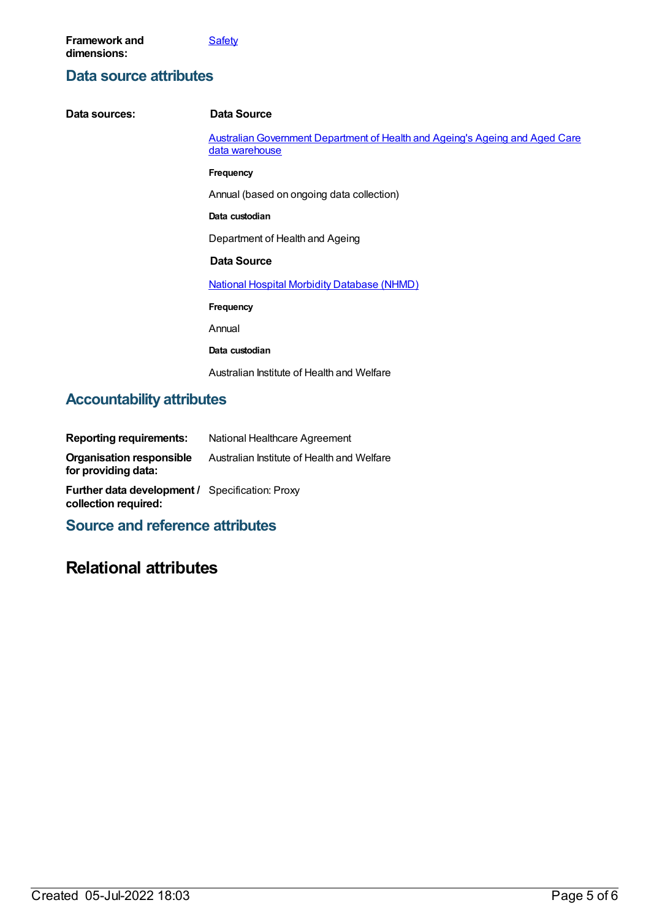**Framework and dimensions:** Safety

## Data source attributes

**Data sources:**

**Data Source**

Australian Government Department of Health and Ageing's Ageing and Aged Care data warehouse

**Frequency**

Annual (based on ongoing data collection)

**Data custodian**

Department of Health and Ageing

**Data Source**

National Hospital Morbidity Database (NHMD)

**Frequency**

Annual

**Data custodian**

Australian Institute of Health and Welfare

## Accountability attributes

**Reporting requirements:** National Healthcare Agreement

**Organisation responsible for providing data:** Australian Institute of Health and Welfare

**Further data development / collection required:** Specification: Proxy

## Source and reference attributes

# Relational attributes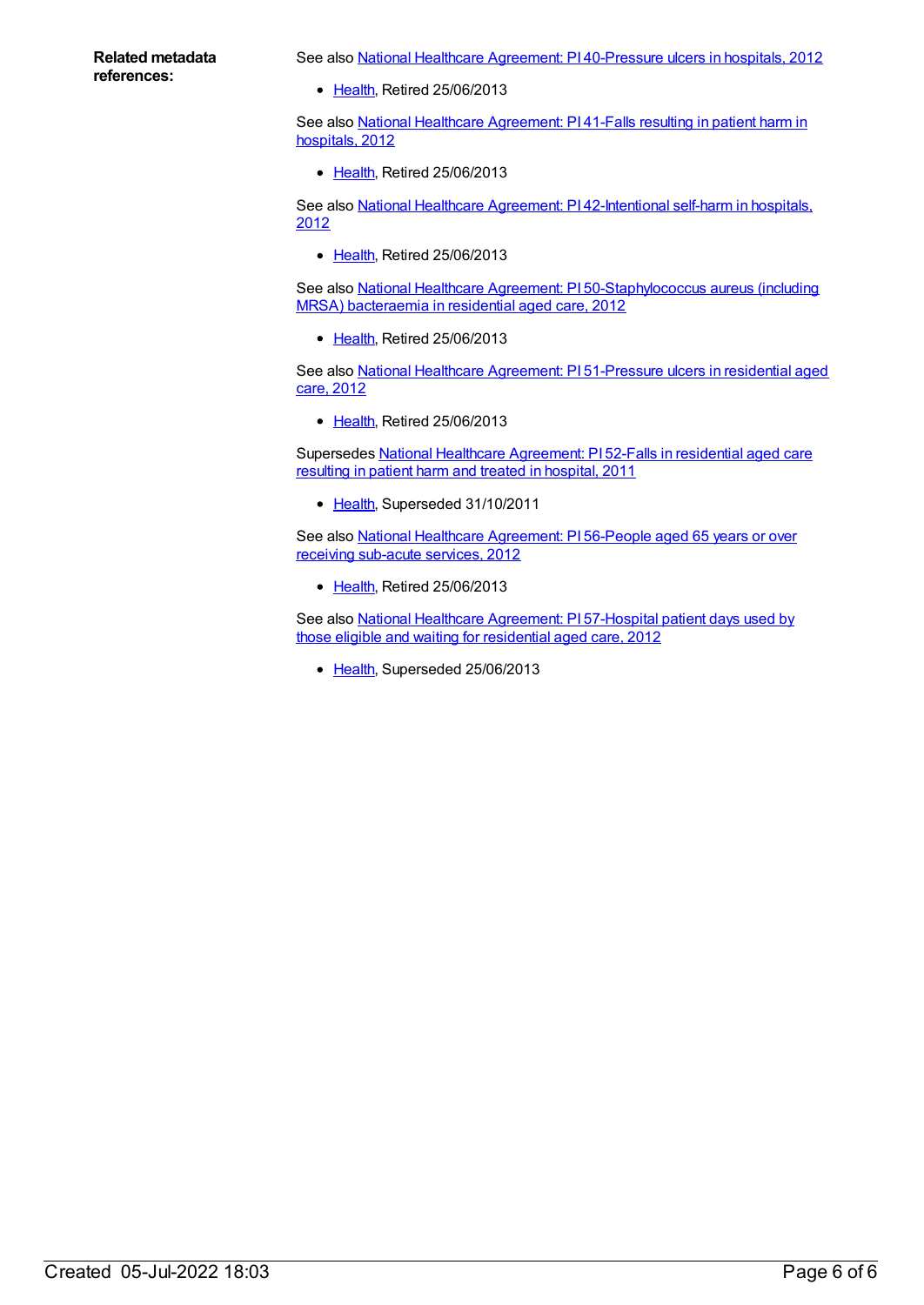**Related metadata references:**

See also National Healthcare Agreement: PI 40-Pressure ulcers in hospitals, 2012

- Health, Retired 25/06/2013

See also National Healthcare Agreement: PI 41-Falls resulting in patient harm in hospitals, 2012

- Health, Retired 25/06/2013

See also National Healthcare Agreement: PI 42-Intentional self-harm in hospitals, 2012

- Health, Retired 25/06/2013

See also National Healthcare Agreement: PI 50-Staphylococcus aureus (including MRSA) bacteraemia in residential aged care, 2012

- Health, Retired 25/06/2013

See also National Healthcare Agreement: PI 51-Pressure ulcers in residential aged care, 2012

- Health, Retired 25/06/2013

Supersedes National Healthcare Agreement: PI 52-Falls in residential aged care resulting in patient harm and treated in hospital, 2011

- Health, Superseded 31/10/2011

See also National Healthcare Agreement: PI 56-People aged 65 years or over receiving sub-acute services, 2012

- Health, Retired 25/06/2013

See also National Healthcare Agreement: PI 57-Hospital patient days used by those eligible and waiting for residential aged care, 2012

- Health, Superseded 25/06/2013